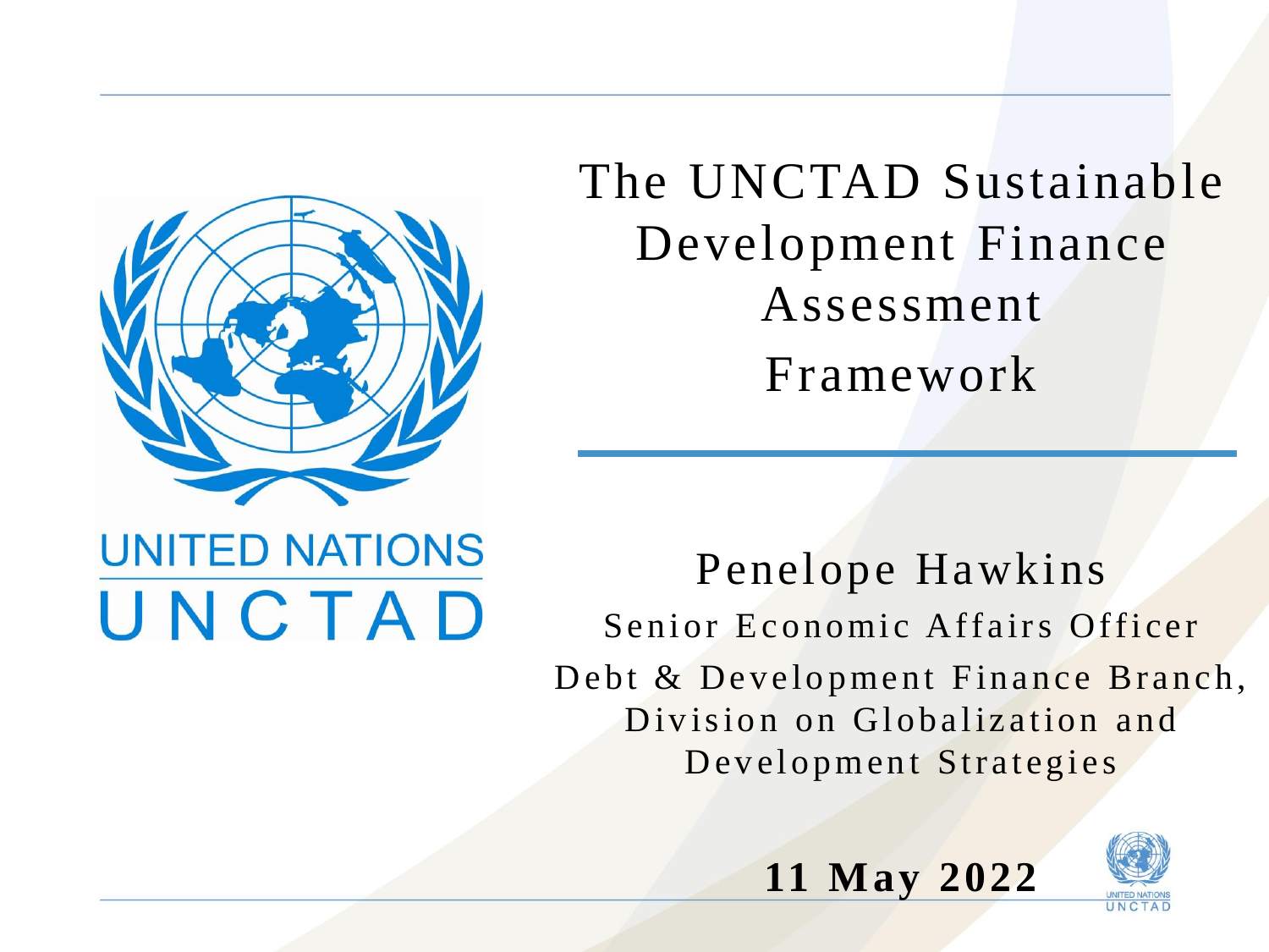# The UNCTAD Sustainable Development Finance Assessment Framework

UNITED NATIONS
UNCTAD

Penelope Hawkins

Senior Economic Affairs Officer

Debt & Development Finance Branch, Division on Globalization and Development Strategies

**11 May 2022**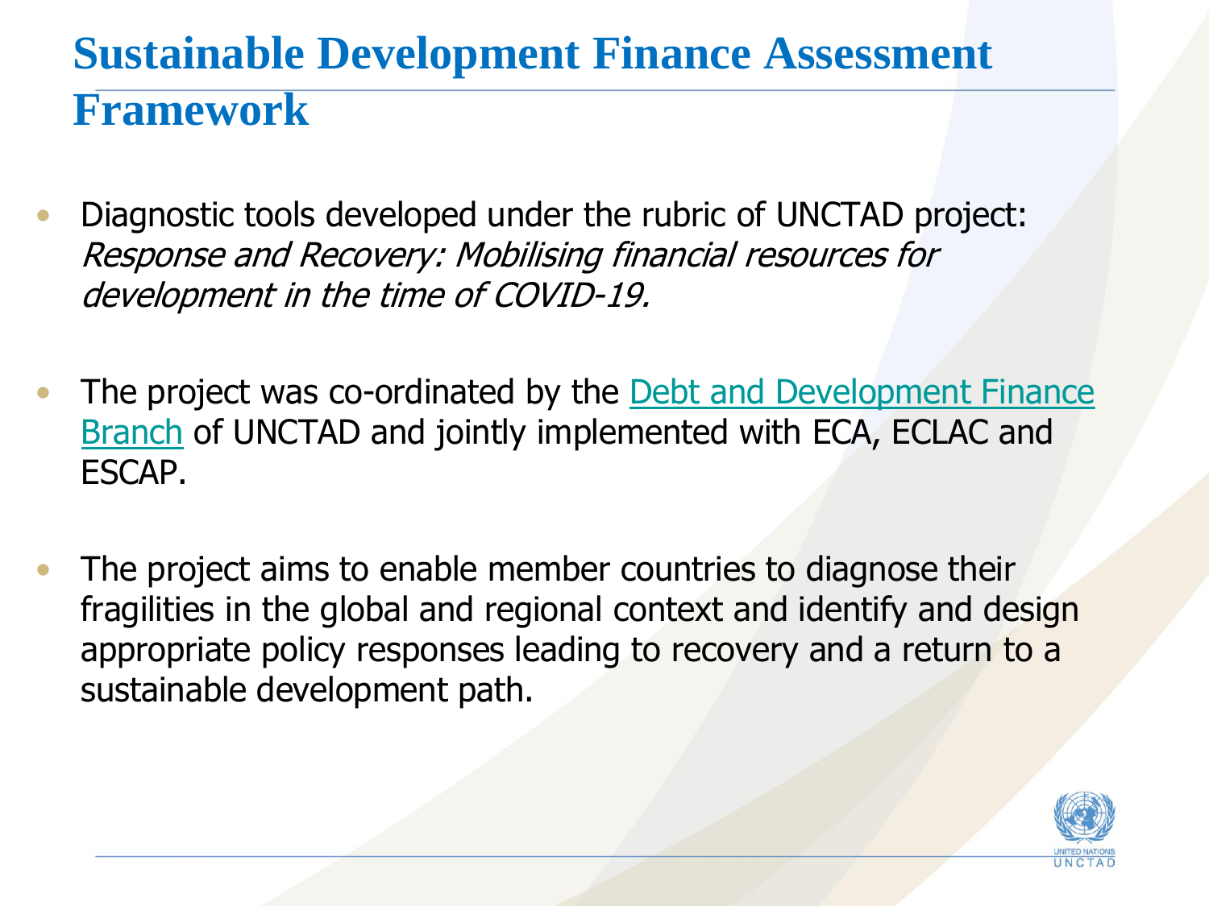# Sustainable Development Finance Assessment Framework

- Diagnostic tools developed under the rubric of UNCTAD project: *Response and Recovery: Mobilising financial resources for development in the time of COVID-19.*

- The project was co-ordinated by the Debt and Development Finance Branch of UNCTAD and jointly implemented with ECA, ECLAC and ESCAP.

- The project aims to enable member countries to diagnose their fragilities in the global and regional context and identify and design appropriate policy responses leading to recovery and a return to a sustainable development path.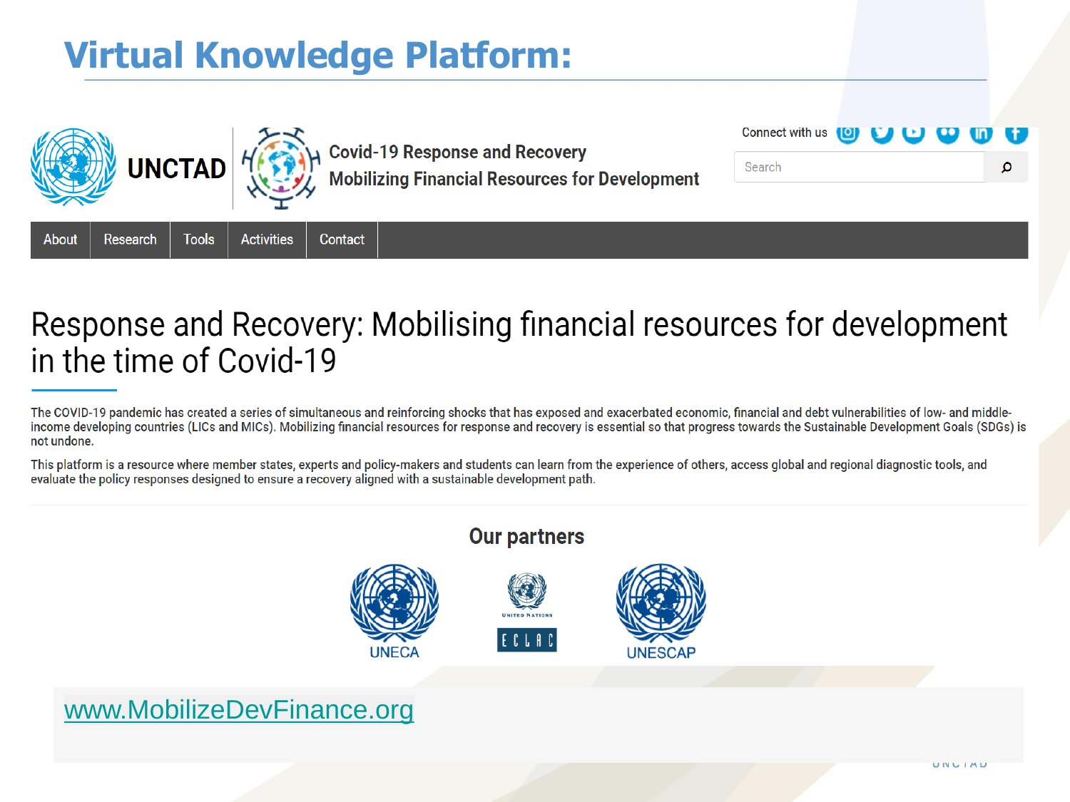# Virtual Knowledge Platform:

UNCTAD

Covid-19 Response and Recovery
Mobilizing Financial Resources for Development

Connect with us

Search

About | Research | Tools | Activities | Contact

## Response and Recovery: Mobilising financial resources for development in the time of Covid-19

The COVID-19 pandemic has created a series of simultaneous and reinforcing shocks that has exposed and exacerbated economic, financial and debt vulnerabilities of low- and middle-income developing countries (LICs and MICs). Mobilizing financial resources for response and recovery is essential so that progress towards the Sustainable Development Goals (SDGs) is not undone.

This platform is a resource where member states, experts and policy-makers and students can learn from the experience of others, access global and regional diagnostic tools, and evaluate the policy responses designed to ensure a recovery aligned with a sustainable development path.

### Our partners

UNECA

UNITED NATIONS ECLAC

UNESCAP

www.MobilizeDevFinance.org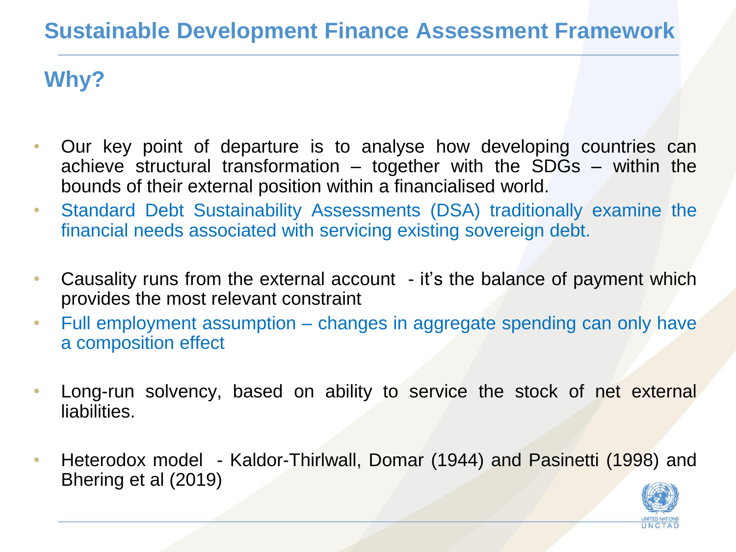# Sustainable Development Finance Assessment Framework

## Why?

- Our key point of departure is to analyse how developing countries can achieve structural transformation – together with the SDGs – within the bounds of their external position within a financialised world.
- Standard Debt Sustainability Assessments (DSA) traditionally examine the financial needs associated with servicing existing sovereign debt.
- Causality runs from the external account - it's the balance of payment which provides the most relevant constraint
- Full employment assumption – changes in aggregate spending can only have a composition effect
- Long-run solvency, based on ability to service the stock of net external liabilities.
- Heterodox model - Kaldor-Thirlwall, Domar (1944) and Pasinetti (1998) and Bhering et al (2019)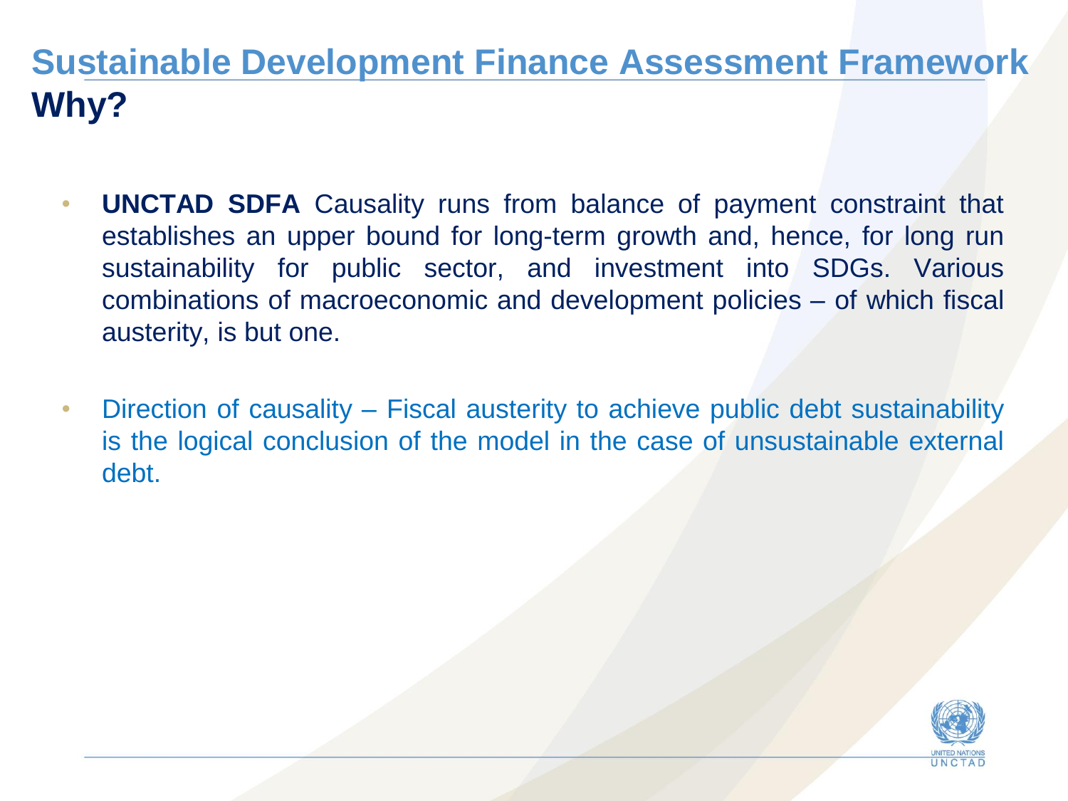# Sustainable Development Finance Assessment Framework

## Why?

- **UNCTAD SDFA** Causality runs from balance of payment constraint that establishes an upper bound for long-term growth and, hence, for long run sustainability for public sector, and investment into SDGs. Various combinations of macroeconomic and development policies – of which fiscal austerity, is but one.

- Direction of causality – Fiscal austerity to achieve public debt sustainability is the logical conclusion of the model in the case of unsustainable external debt.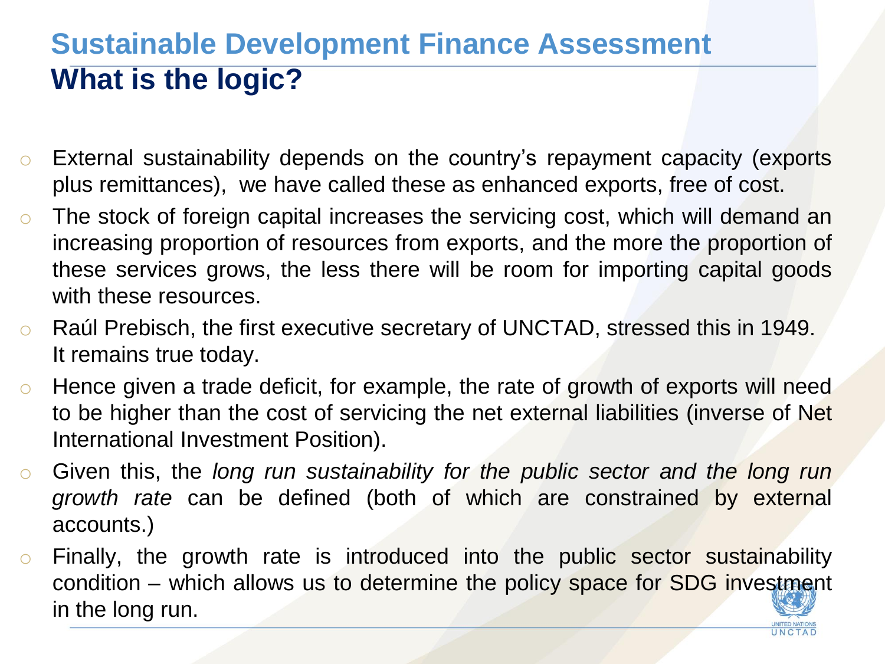## Sustainable Development Finance Assessment

### What is the logic?

- External sustainability depends on the country's repayment capacity (exports plus remittances), we have called these as enhanced exports, free of cost.
- The stock of foreign capital increases the servicing cost, which will demand an increasing proportion of resources from exports, and the more the proportion of these services grows, the less there will be room for importing capital goods with these resources.
- Raúl Prebisch, the first executive secretary of UNCTAD, stressed this in 1949. It remains true today.
- Hence given a trade deficit, for example, the rate of growth of exports will need to be higher than the cost of servicing the net external liabilities (inverse of Net International Investment Position).
- Given this, the *long run sustainability for the public sector and the long run growth rate* can be defined (both of which are constrained by external accounts.)
- Finally, the growth rate is introduced into the public sector sustainability condition – which allows us to determine the policy space for SDG investment in the long run.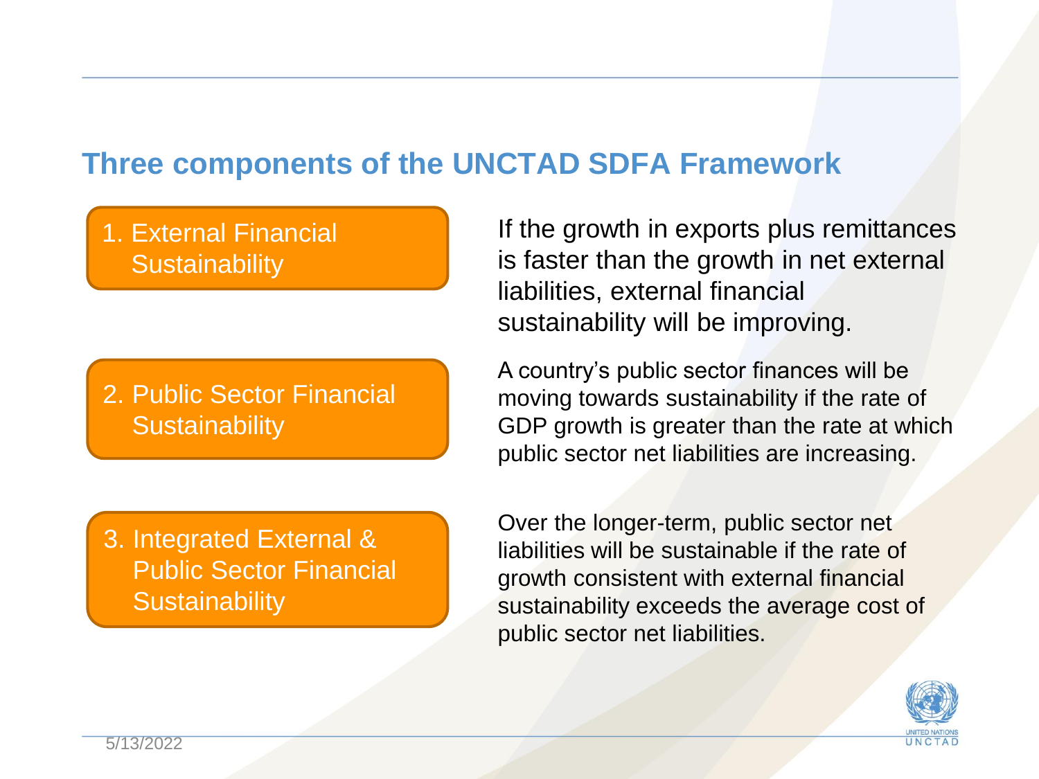## Three components of the UNCTAD SDFA Framework

**1. External Financial Sustainability**

If the growth in exports plus remittances is faster than the growth in net external liabilities, external financial sustainability will be improving.

**2. Public Sector Financial Sustainability**

A country's public sector finances will be moving towards sustainability if the rate of GDP growth is greater than the rate at which public sector net liabilities are increasing.

**3. Integrated External & Public Sector Financial Sustainability**

Over the longer-term, public sector net liabilities will be sustainable if the rate of growth consistent with external financial sustainability exceeds the average cost of public sector net liabilities.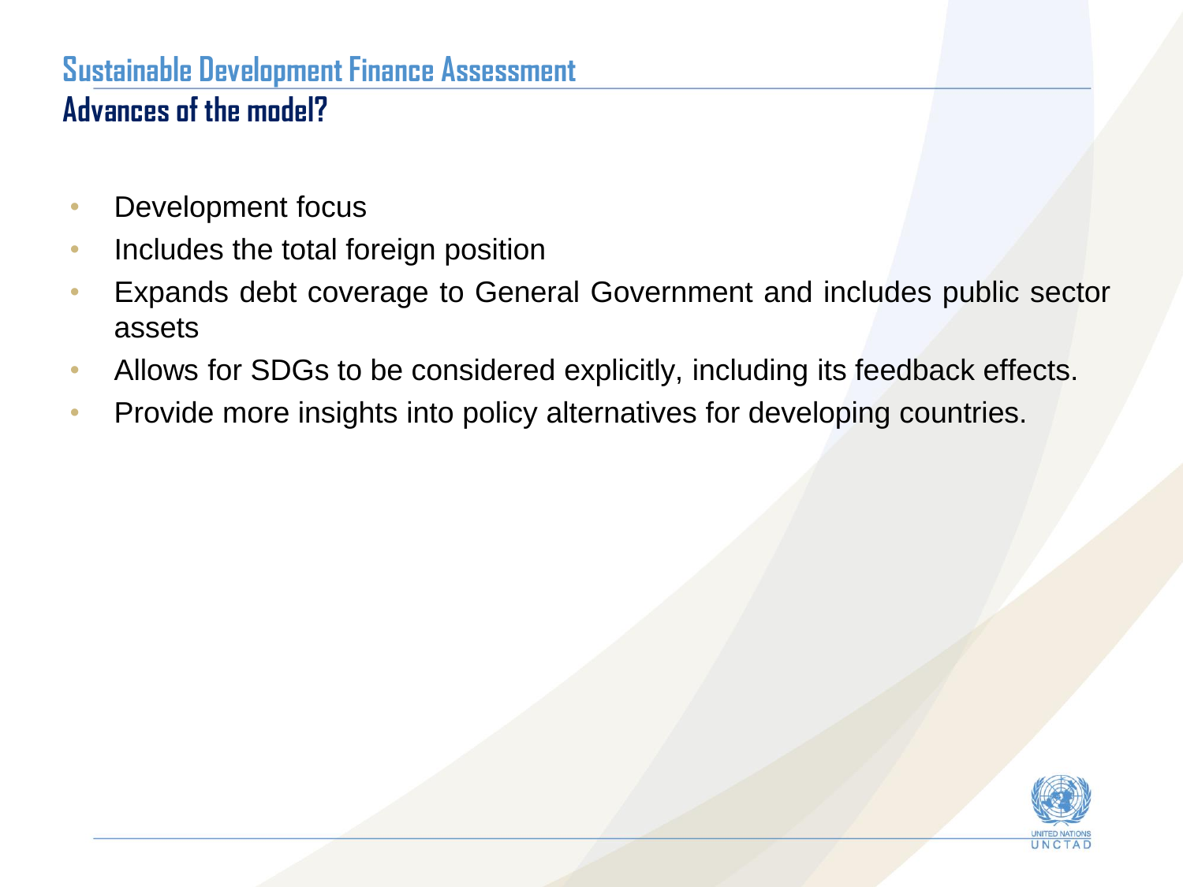# Sustainable Development Finance Assessment

## Advances of the model?

- Development focus
- Includes the total foreign position
- Expands debt coverage to General Government and includes public sector assets
- Allows for SDGs to be considered explicitly, including its feedback effects.
- Provide more insights into policy alternatives for developing countries.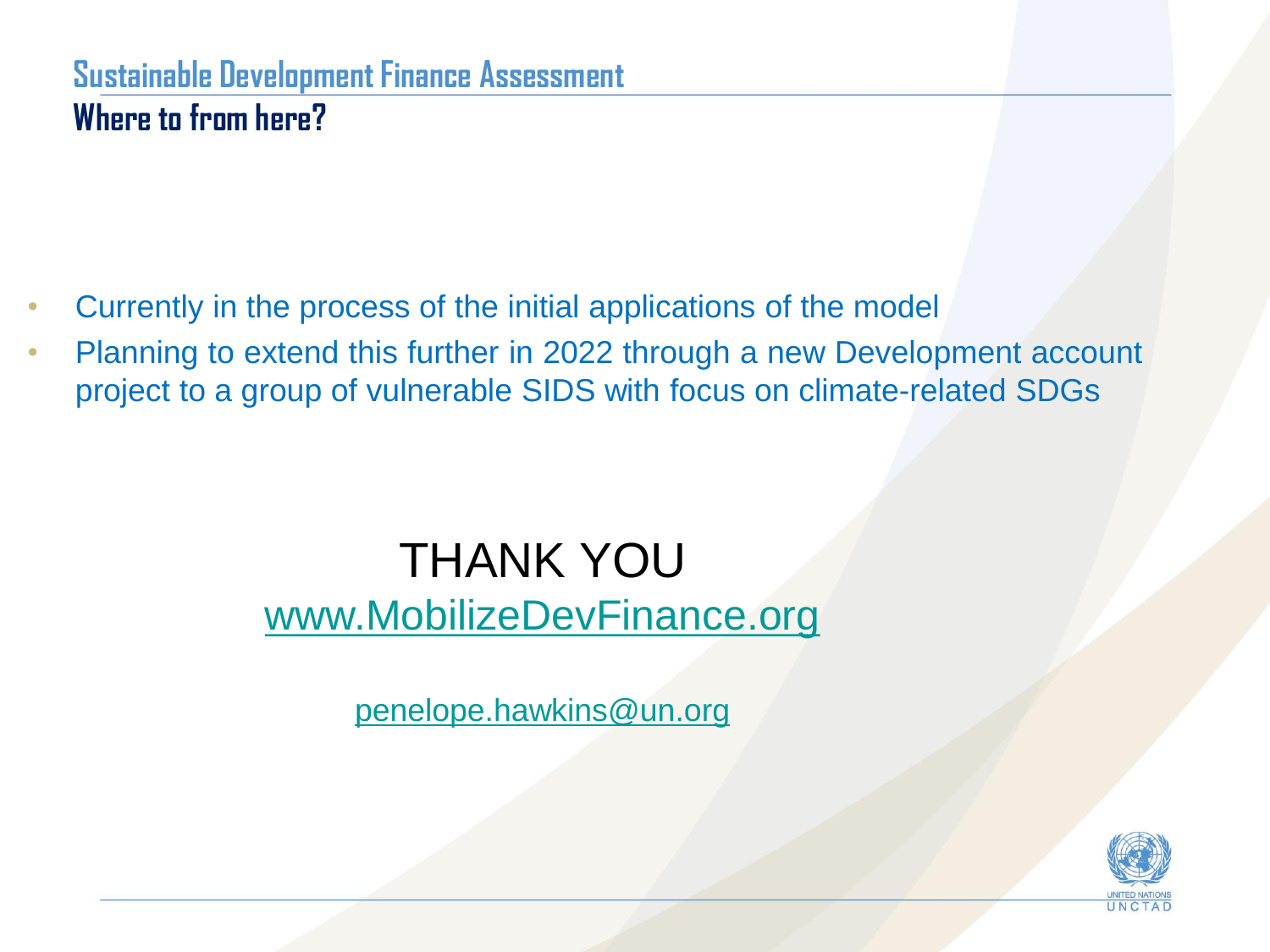# Sustainable Development Finance Assessment

## Where to from here?

- Currently in the process of the initial applications of the model
- Planning to extend this further in 2022 through a new Development account project to a group of vulnerable SIDS with focus on climate-related SDGs

THANK YOU

www.MobilizeDevFinance.org

penelope.hawkins@un.org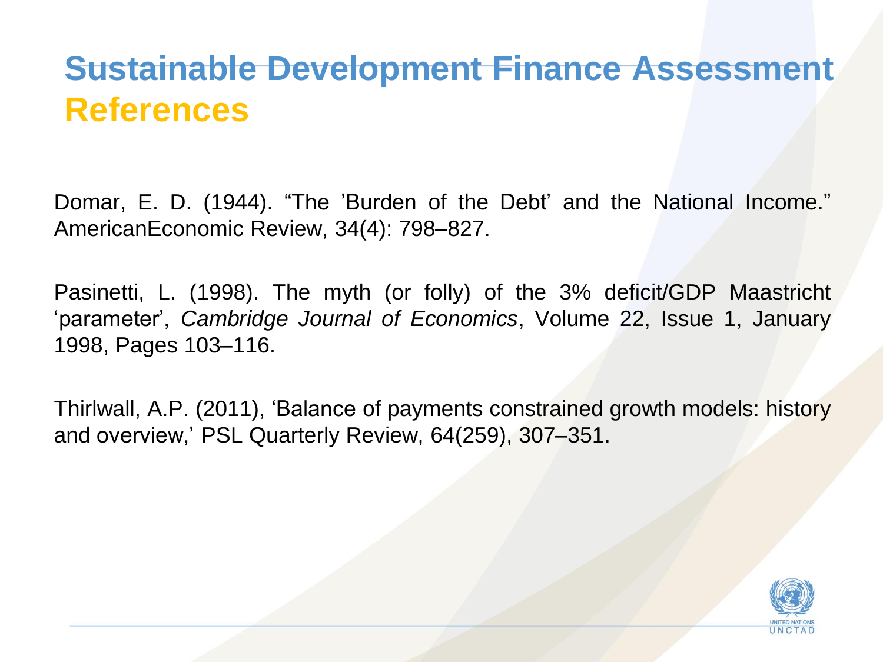# Sustainable Development Finance Assessment

## References

Domar, E. D. (1944). “The ’Burden of the Debt’ and the National Income.” AmericanEconomic Review, 34(4): 798–827.

Pasinetti, L. (1998). The myth (or folly) of the 3% deficit/GDP Maastricht ‘parameter’, *Cambridge Journal of Economics*, Volume 22, Issue 1, January 1998, Pages 103–116.

Thirlwall, A.P. (2011), ‘Balance of payments constrained growth models: history and overview,’ PSL Quarterly Review, 64(259), 307–351.